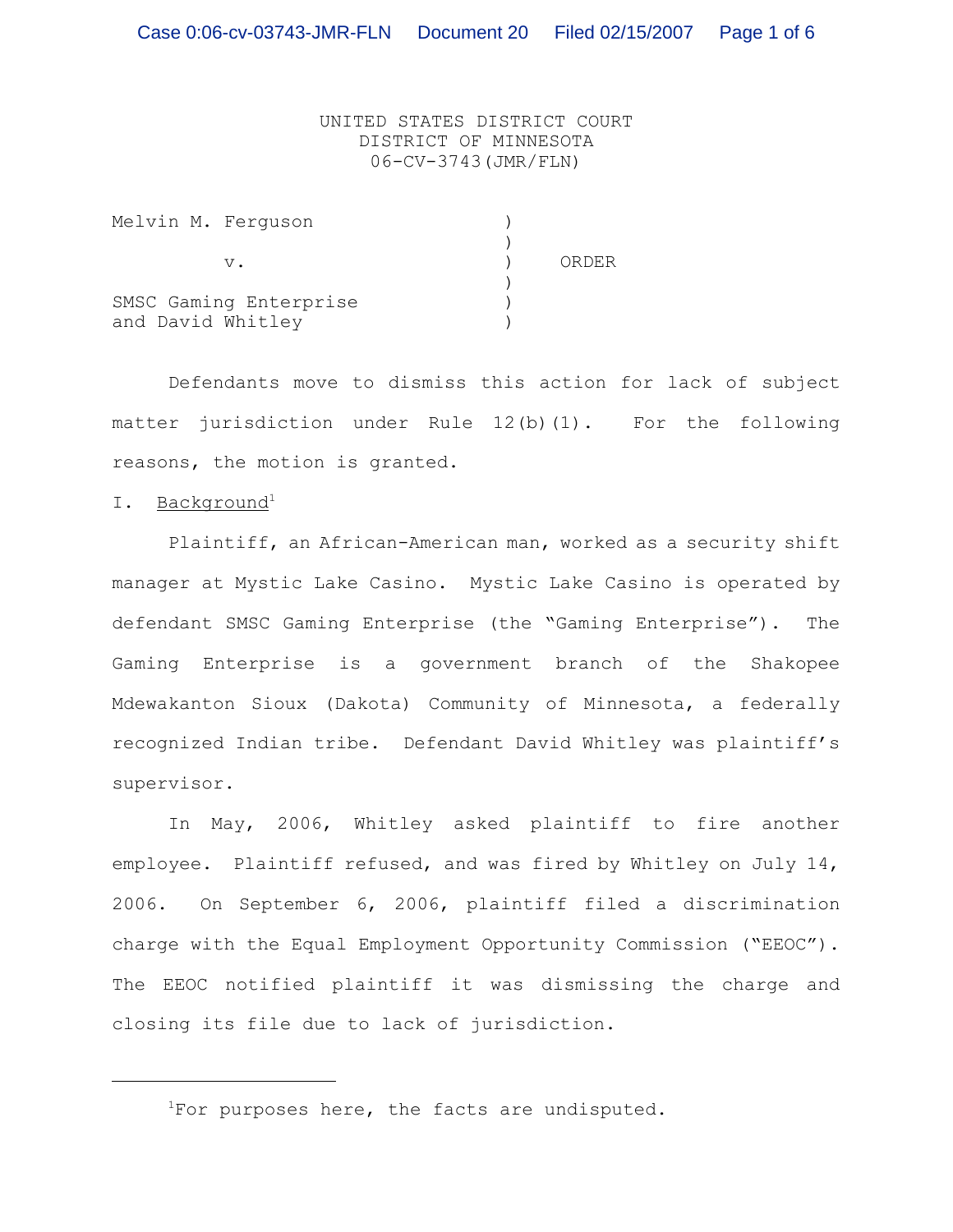UNITED STATES DISTRICT COURT
DISTRICT OF MINNESOTA
06-CV-3743(JMR/FLN)

| | | |
|---|---|---|
| Melvin M. Ferguson | ) | |
| | ) | |
| v. | ) | ORDER |
| | ) | |
| SMSC Gaming Enterprise | ) | |
| and David Whitley | ) | |

Defendants move to dismiss this action for lack of subject matter jurisdiction under Rule 12(b)(1). For the following reasons, the motion is granted.

## I. Background[1]

Plaintiff, an African-American man, worked as a security shift manager at Mystic Lake Casino. Mystic Lake Casino is operated by defendant SMSC Gaming Enterprise (the "Gaming Enterprise"). The Gaming Enterprise is a government branch of the Shakopee Mdewakanton Sioux (Dakota) Community of Minnesota, a federally recognized Indian tribe. Defendant David Whitley was plaintiff's supervisor.

In May, 2006, Whitley asked plaintiff to fire another employee. Plaintiff refused, and was fired by Whitley on July 14, 2006. On September 6, 2006, plaintiff filed a discrimination charge with the Equal Employment Opportunity Commission ("EEOC"). The EEOC notified plaintiff it was dismissing the charge and closing its file due to lack of jurisdiction.

---

[1]For purposes here, the facts are undisputed.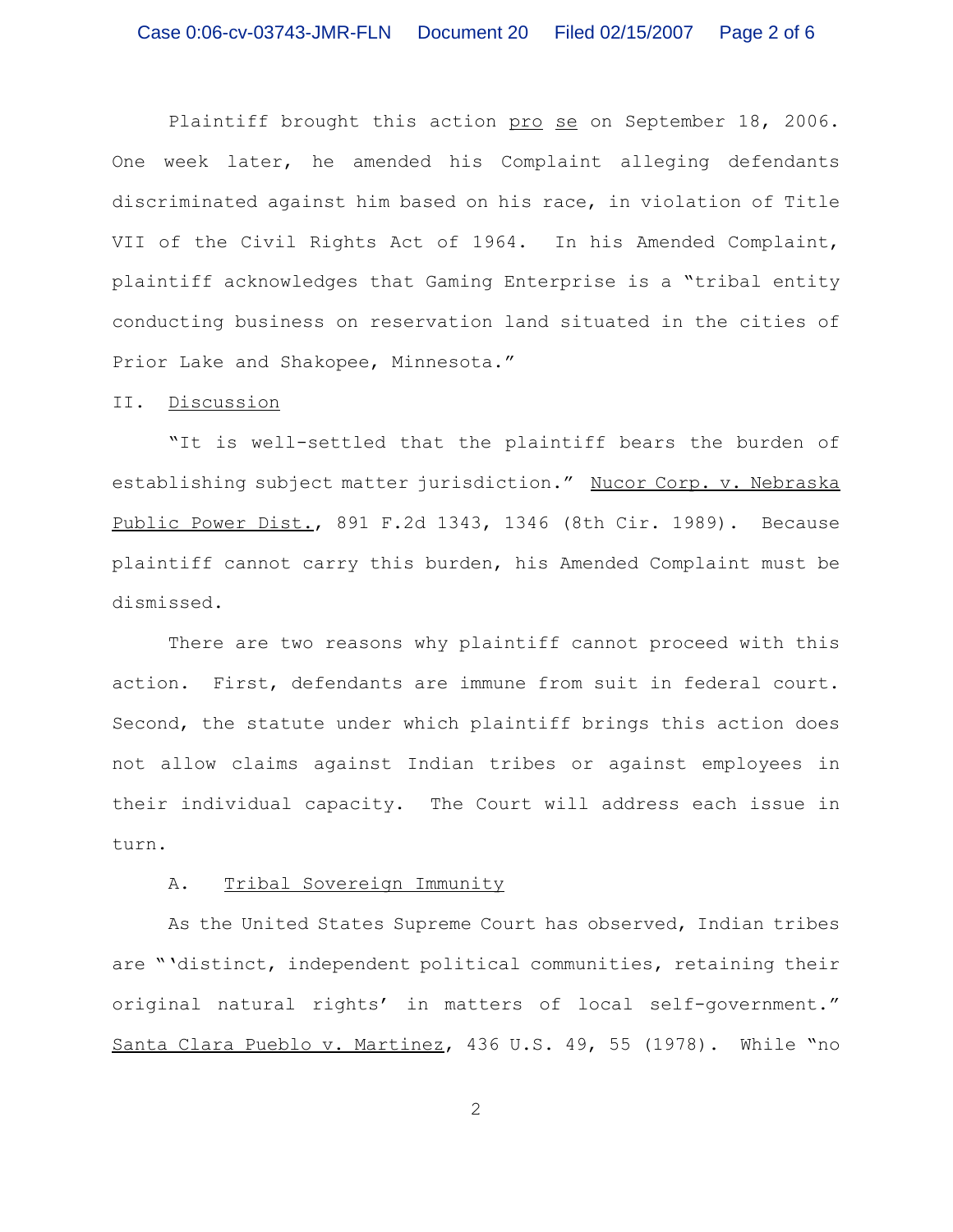Plaintiff brought this action pro se on September 18, 2006. One week later, he amended his Complaint alleging defendants discriminated against him based on his race, in violation of Title VII of the Civil Rights Act of 1964. In his Amended Complaint, plaintiff acknowledges that Gaming Enterprise is a "tribal entity conducting business on reservation land situated in the cities of Prior Lake and Shakopee, Minnesota."

## II. Discussion

"It is well-settled that the plaintiff bears the burden of establishing subject matter jurisdiction." Nucor Corp. v. Nebraska Public Power Dist., 891 F.2d 1343, 1346 (8th Cir. 1989). Because plaintiff cannot carry this burden, his Amended Complaint must be dismissed.

There are two reasons why plaintiff cannot proceed with this action. First, defendants are immune from suit in federal court. Second, the statute under which plaintiff brings this action does not allow claims against Indian tribes or against employees in their individual capacity. The Court will address each issue in turn.

### A. Tribal Sovereign Immunity

As the United States Supreme Court has observed, Indian tribes are "'distinct, independent political communities, retaining their original natural rights' in matters of local self-government." Santa Clara Pueblo v. Martinez, 436 U.S. 49, 55 (1978). While "no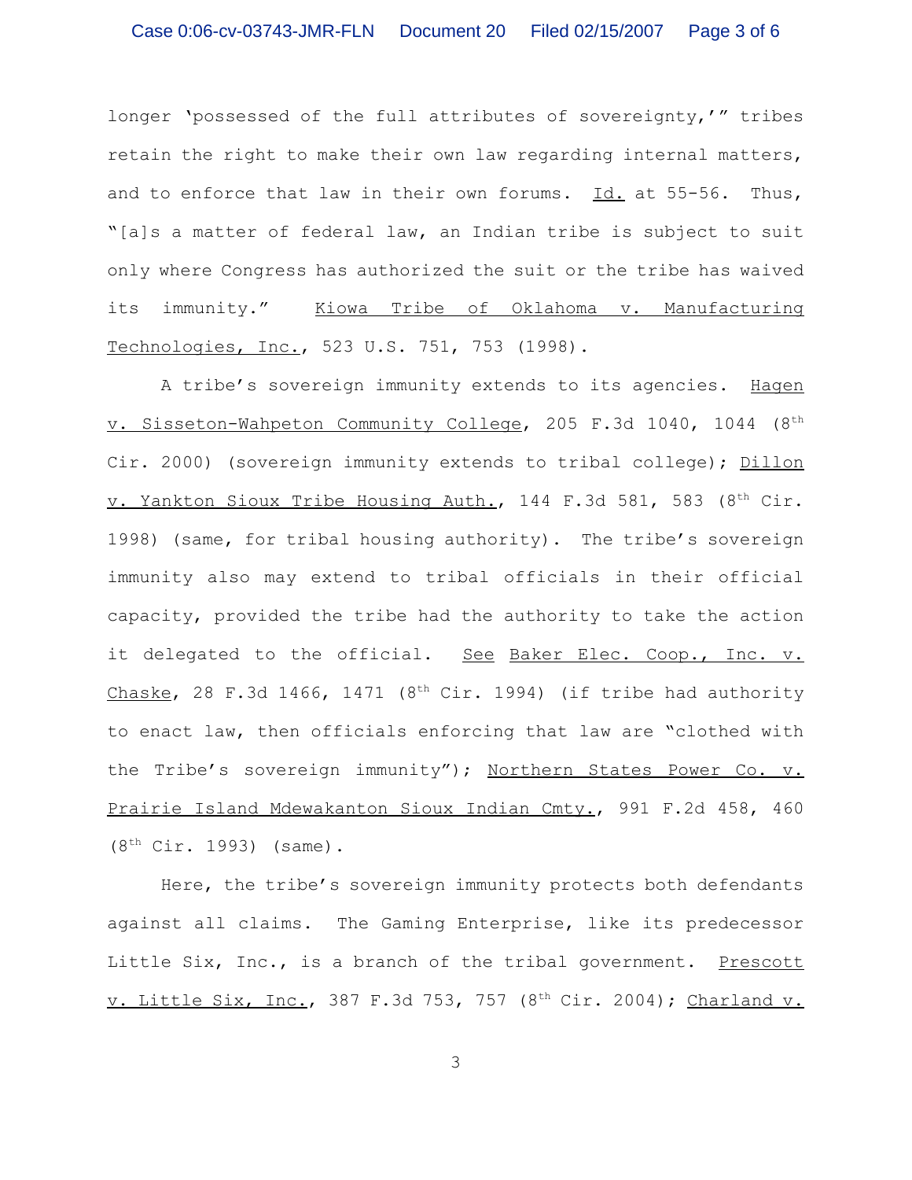longer 'possessed of the full attributes of sovereignty,'" tribes retain the right to make their own law regarding internal matters, and to enforce that law in their own forums. Id. at 55-56. Thus, "[a]s a matter of federal law, an Indian tribe is subject to suit only where Congress has authorized the suit or the tribe has waived its immunity." Kiowa Tribe of Oklahoma v. Manufacturing Technologies, Inc., 523 U.S. 751, 753 (1998).

A tribe's sovereign immunity extends to its agencies. Hagen v. Sisseton-Wahpeton Community College, 205 F.3d 1040, 1044 (8th Cir. 2000) (sovereign immunity extends to tribal college); Dillon v. Yankton Sioux Tribe Housing Auth., 144 F.3d 581, 583 (8th Cir. 1998) (same, for tribal housing authority). The tribe's sovereign immunity also may extend to tribal officials in their official capacity, provided the tribe had the authority to take the action it delegated to the official. See Baker Elec. Coop., Inc. v. Chaske, 28 F.3d 1466, 1471 (8th Cir. 1994) (if tribe had authority to enact law, then officials enforcing that law are "clothed with the Tribe's sovereign immunity"); Northern States Power Co. v. Prairie Island Mdewakanton Sioux Indian Cmty., 991 F.2d 458, 460 (8th Cir. 1993) (same).

Here, the tribe's sovereign immunity protects both defendants against all claims. The Gaming Enterprise, like its predecessor Little Six, Inc., is a branch of the tribal government. Prescott v. Little Six, Inc., 387 F.3d 753, 757 (8th Cir. 2004); Charland v.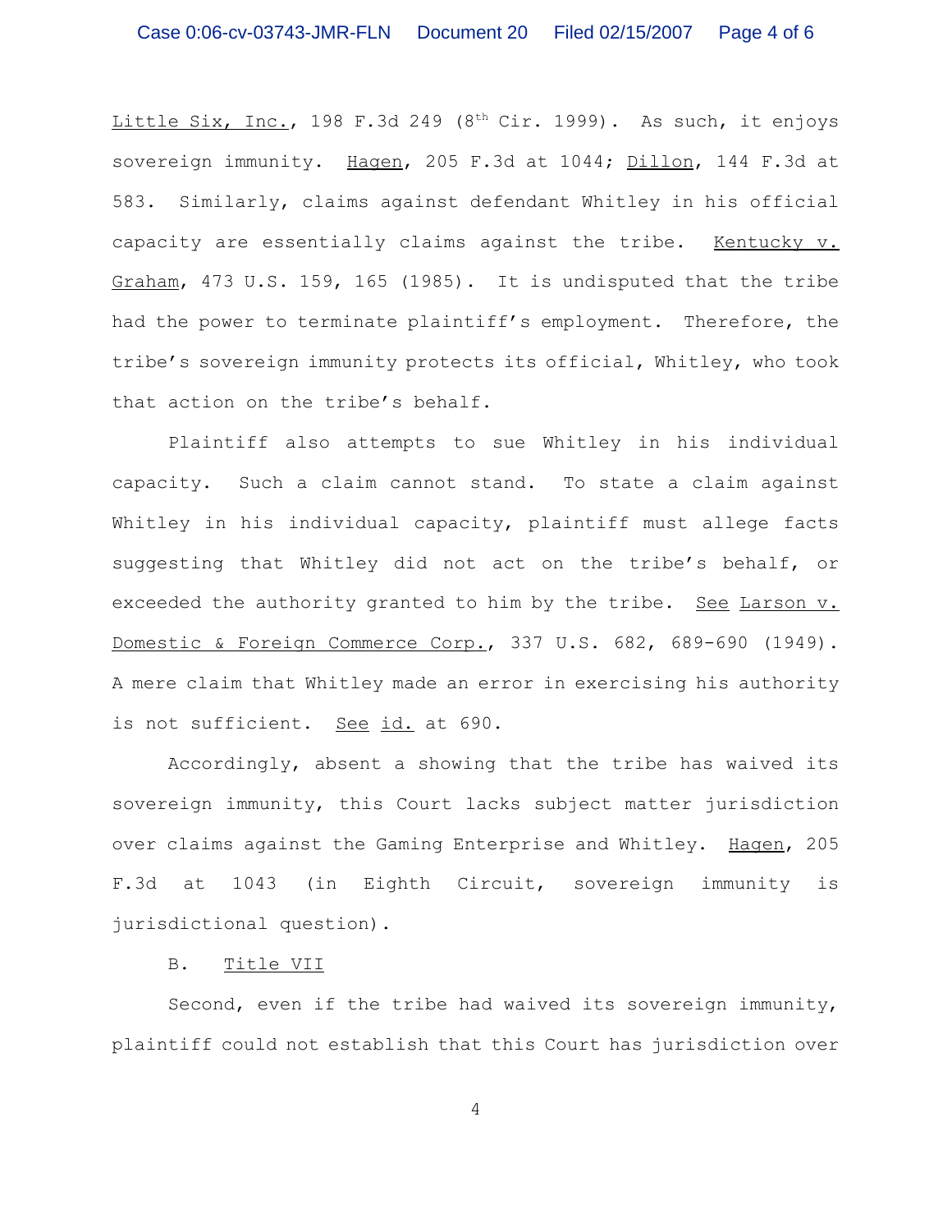Little Six, Inc., 198 F.3d 249 (8th Cir. 1999). As such, it enjoys sovereign immunity. Hagen, 205 F.3d at 1044; Dillon, 144 F.3d at 583. Similarly, claims against defendant Whitley in his official capacity are essentially claims against the tribe. Kentucky v. Graham, 473 U.S. 159, 165 (1985). It is undisputed that the tribe had the power to terminate plaintiff's employment. Therefore, the tribe's sovereign immunity protects its official, Whitley, who took that action on the tribe's behalf.

Plaintiff also attempts to sue Whitley in his individual capacity. Such a claim cannot stand. To state a claim against Whitley in his individual capacity, plaintiff must allege facts suggesting that Whitley did not act on the tribe's behalf, or exceeded the authority granted to him by the tribe. See Larson v. Domestic & Foreign Commerce Corp., 337 U.S. 682, 689-690 (1949). A mere claim that Whitley made an error in exercising his authority is not sufficient. See id. at 690.

Accordingly, absent a showing that the tribe has waived its sovereign immunity, this Court lacks subject matter jurisdiction over claims against the Gaming Enterprise and Whitley. Hagen, 205 F.3d at 1043 (in Eighth Circuit, sovereign immunity is jurisdictional question).

B. Title VII

Second, even if the tribe had waived its sovereign immunity, plaintiff could not establish that this Court has jurisdiction over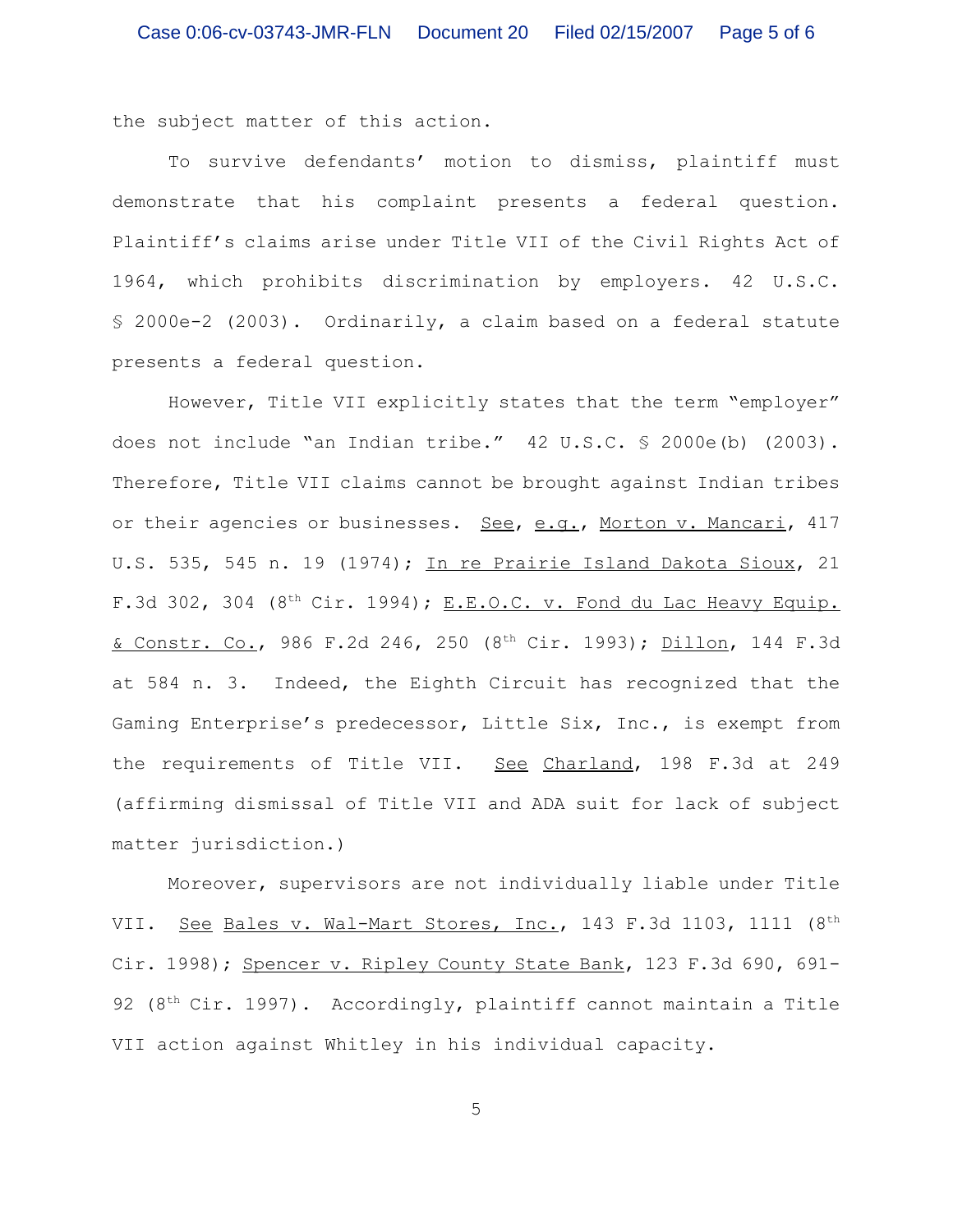the subject matter of this action.

To survive defendants' motion to dismiss, plaintiff must demonstrate that his complaint presents a federal question. Plaintiff's claims arise under Title VII of the Civil Rights Act of 1964, which prohibits discrimination by employers. 42 U.S.C. § 2000e-2 (2003). Ordinarily, a claim based on a federal statute presents a federal question.

However, Title VII explicitly states that the term "employer" does not include "an Indian tribe." 42 U.S.C. § 2000e(b) (2003). Therefore, Title VII claims cannot be brought against Indian tribes or their agencies or businesses. See, e.g., Morton v. Mancari, 417 U.S. 535, 545 n. 19 (1974); In re Prairie Island Dakota Sioux, 21 F.3d 302, 304 (8th Cir. 1994); E.E.O.C. v. Fond du Lac Heavy Equip. & Constr. Co., 986 F.2d 246, 250 (8th Cir. 1993); Dillon, 144 F.3d at 584 n. 3. Indeed, the Eighth Circuit has recognized that the Gaming Enterprise's predecessor, Little Six, Inc., is exempt from the requirements of Title VII. See Charland, 198 F.3d at 249 (affirming dismissal of Title VII and ADA suit for lack of subject matter jurisdiction.)

Moreover, supervisors are not individually liable under Title VII. See Bales v. Wal-Mart Stores, Inc., 143 F.3d 1103, 1111 (8th Cir. 1998); Spencer v. Ripley County State Bank, 123 F.3d 690, 691-92 (8th Cir. 1997). Accordingly, plaintiff cannot maintain a Title VII action against Whitley in his individual capacity.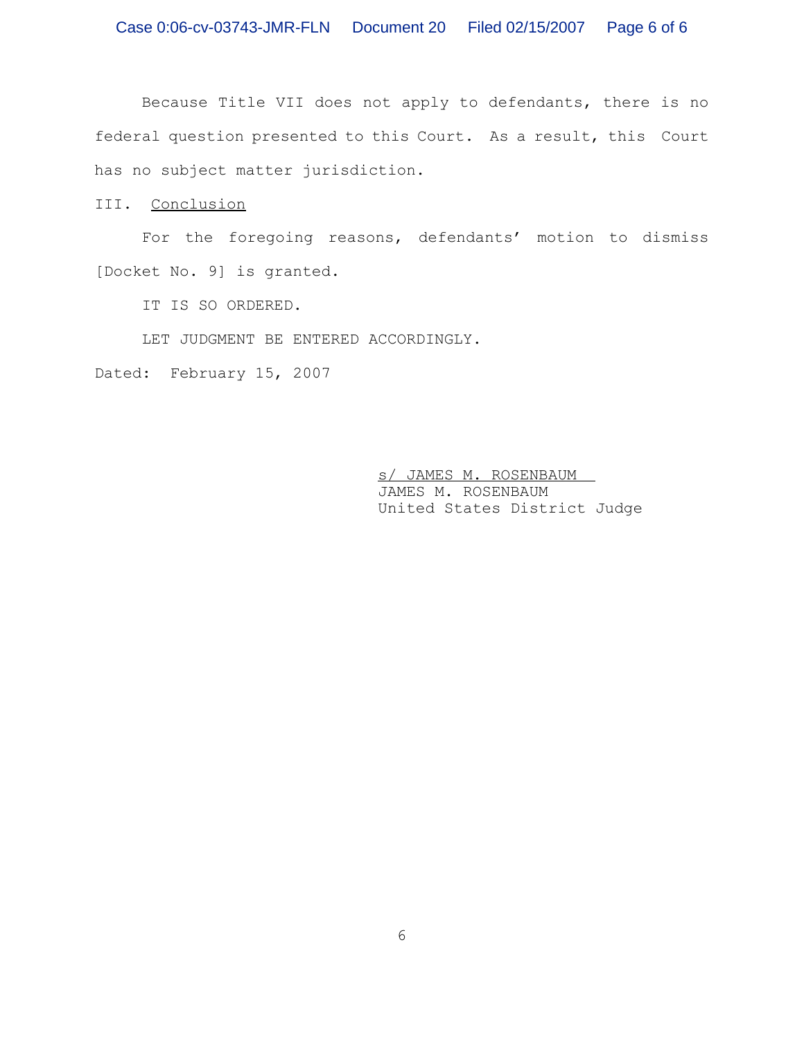Because Title VII does not apply to defendants, there is no federal question presented to this Court. As a result, this Court has no subject matter jurisdiction.

## III. Conclusion

For the foregoing reasons, defendants' motion to dismiss [Docket No. 9] is granted.

IT IS SO ORDERED.

LET JUDGMENT BE ENTERED ACCORDINGLY.

Dated: February 15, 2007

s/ JAMES M. ROSENBAUM
JAMES M. ROSENBAUM
United States District Judge